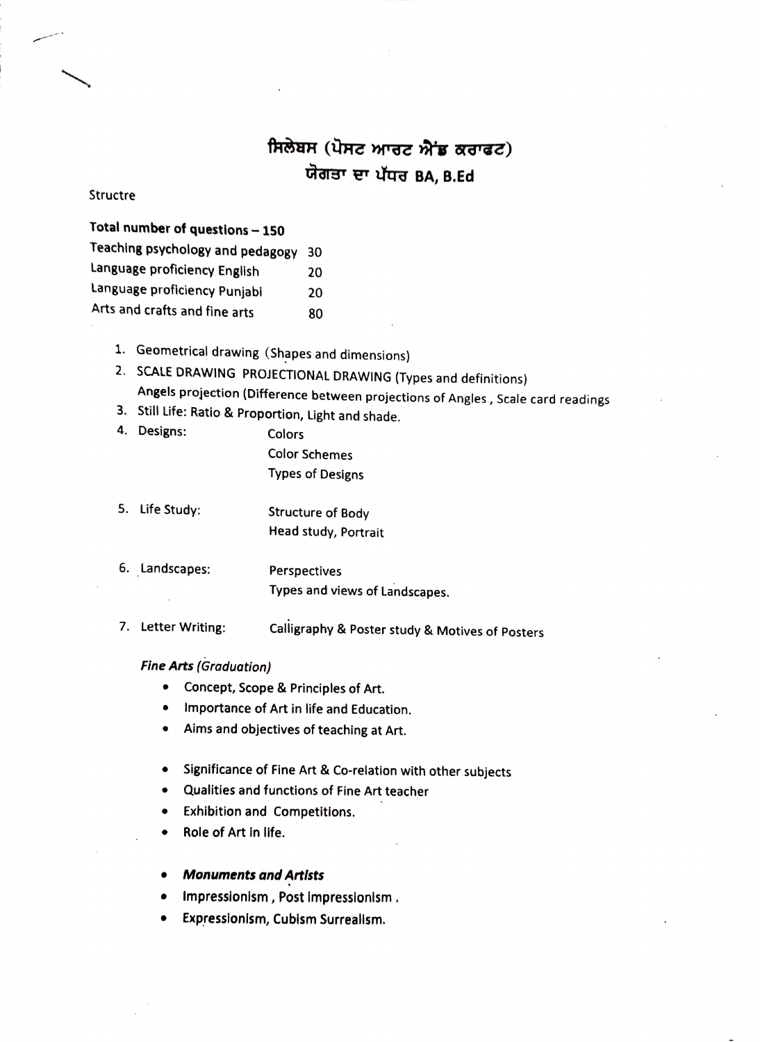# ਸਿਲੇਬਸ (ਪੋਸਟ ਆਰਟ ਐਂਡ ਕਰਾਫਟ)

## ਯੋਗਤਾ ਦਾ ਪੱਧਰ BA, B.Ed

Structre

**Total number of questions – 150**

| | |
|---|---|
| Teaching psychology and pedagogy | 30 |
| Language proficiency English | 20 |
| Language proficiency Punjabi | 20 |
| Arts and crafts and fine arts | 80 |

1. Geometrical drawing (Shapes and dimensions)
2. SCALE DRAWING PROJECTIONAL DRAWING (Types and definitions)
   Angels projection (Difference between projections of Angles , Scale card readings
3. Still Life: Ratio & Proportion, Light and shade.
4. Designs: Colors
   Color Schemes
   Types of Designs
5. Life Study: Structure of Body
   Head study, Portrait
6. Landscapes: Perspectives
   Types and views of Landscapes.
7. Letter Writing: Calligraphy & Poster study & Motives of Posters

***Fine Arts (Graduation)***

- Concept, Scope & Principles of Art.
- Importance of Art in life and Education.
- Aims and objectives of teaching at Art.

- Significance of Fine Art & Co-relation with other subjects
- Qualities and functions of Fine Art teacher
- Exhibition and Competitions.
- Role of Art in life.

- ***Monuments and Artists***
- Impressionism , Post Impressionism .
- Expressionism, Cubism Surrealism.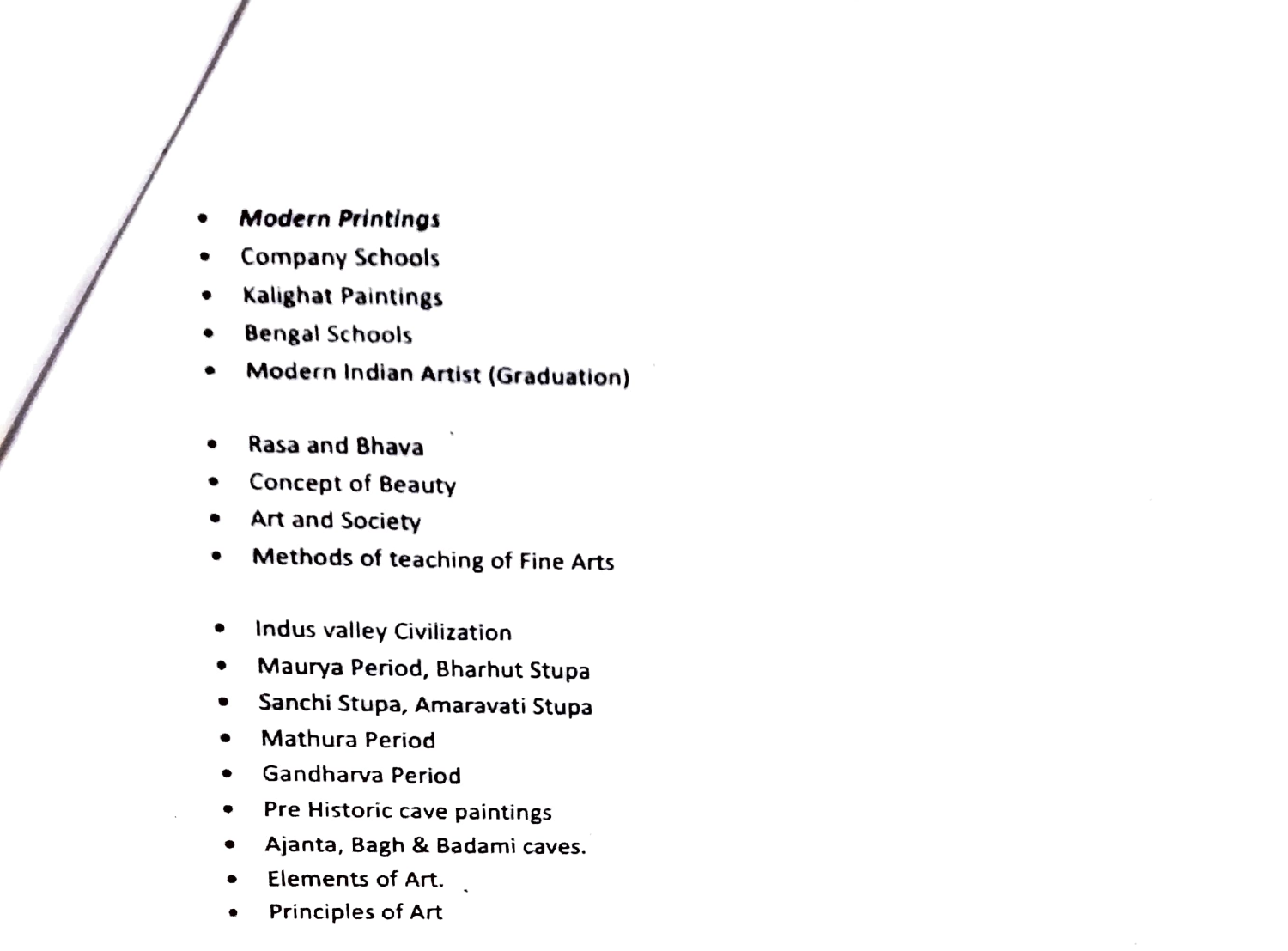- ***Modern Printings***
- Company Schools
- Kalighat Paintings
- Bengal Schools
- Modern Indian Artist (Graduation)

- Rasa and Bhava
- Concept of Beauty
- Art and Society
- Methods of teaching of Fine Arts

- Indus valley Civilization
- Maurya Period, Bharhut Stupa
- Sanchi Stupa, Amaravati Stupa
- Mathura Period
- Gandharva Period
- Pre Historic cave paintings
- Ajanta, Bagh & Badami caves.
- Elements of Art.
- Principles of Art